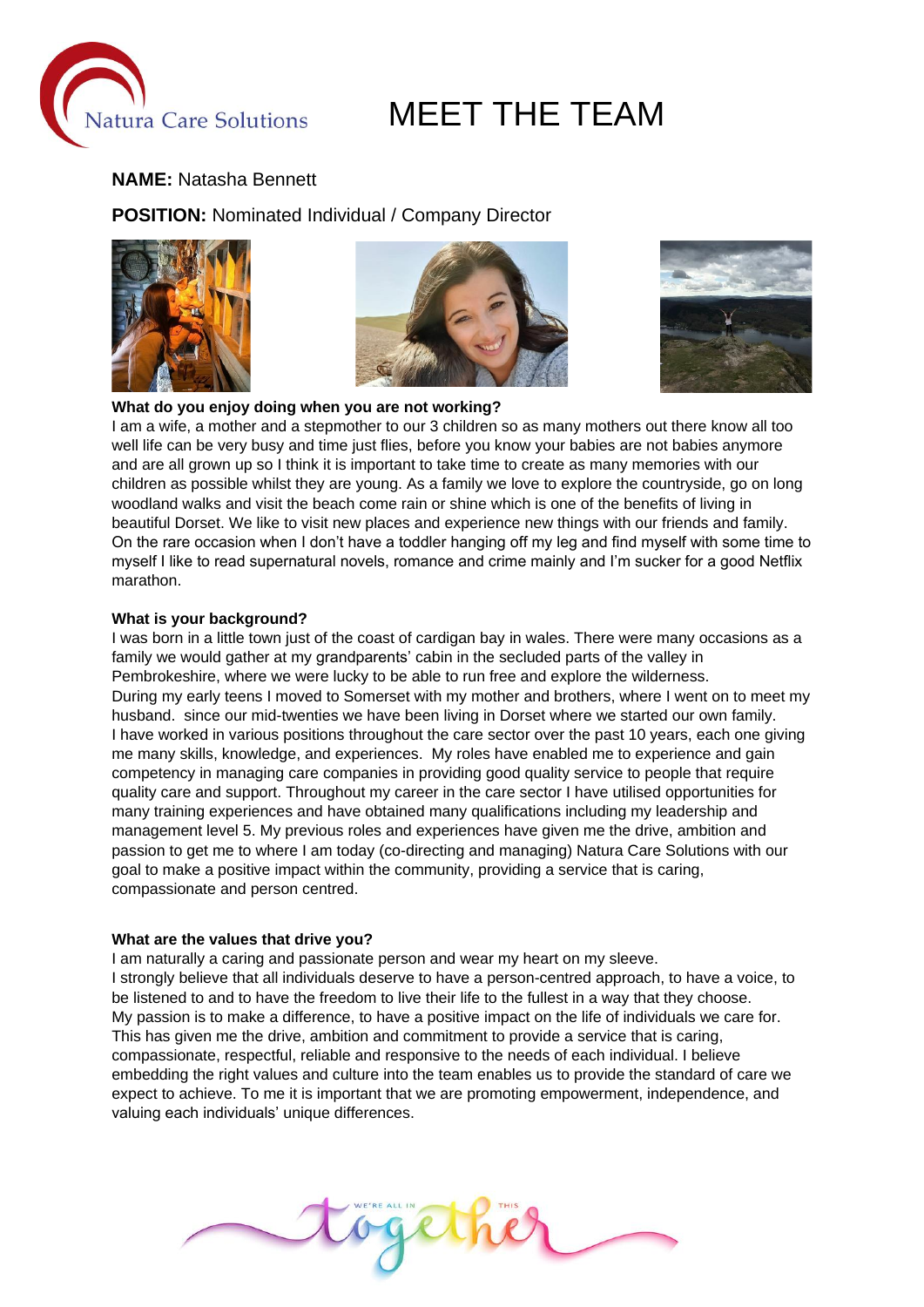Natura Care Solutions

# MEET THE TEAM

**NAME:** Natasha Bennett

**POSITION:** Nominated Individual / Company Director

**What do you enjoy doing when you are not working?**

I am a wife, a mother and a stepmother to our 3 children so as many mothers out there know all too well life can be very busy and time just flies, before you know your babies are not babies anymore and are all grown up so I think it is important to take time to create as many memories with our children as possible whilst they are young. As a family we love to explore the countryside, go on long woodland walks and visit the beach come rain or shine which is one of the benefits of living in beautiful Dorset. We like to visit new places and experience new things with our friends and family. On the rare occasion when I don't have a toddler hanging off my leg and find myself with some time to myself I like to read supernatural novels, romance and crime mainly and I'm sucker for a good Netflix marathon.

**What is your background?**

I was born in a little town just of the coast of cardigan bay in wales. There were many occasions as a family we would gather at my grandparents' cabin in the secluded parts of the valley in Pembrokeshire, where we were lucky to be able to run free and explore the wilderness.
During my early teens I moved to Somerset with my mother and brothers, where I went on to meet my husband.  since our mid-twenties we have been living in Dorset where we started our own family.
I have worked in various positions throughout the care sector over the past 10 years, each one giving me many skills, knowledge, and experiences.  My roles have enabled me to experience and gain competency in managing care companies in providing good quality service to people that require quality care and support. Throughout my career in the care sector I have utilised opportunities for many training experiences and have obtained many qualifications including my leadership and management level 5. My previous roles and experiences have given me the drive, ambition and passion to get me to where I am today (co-directing and managing) Natura Care Solutions with our goal to make a positive impact within the community, providing a service that is caring, compassionate and person centred.

**What are the values that drive you?**

I am naturally a caring and passionate person and wear my heart on my sleeve.
I strongly believe that all individuals deserve to have a person-centred approach, to have a voice, to be listened to and to have the freedom to live their life to the fullest in a way that they choose.
My passion is to make a difference, to have a positive impact on the life of individuals we care for. This has given me the drive, ambition and commitment to provide a service that is caring, compassionate, respectful, reliable and responsive to the needs of each individual. I believe embedding the right values and culture into the team enables us to provide the standard of care we expect to achieve. To me it is important that we are promoting empowerment, independence, and valuing each individuals' unique differences.

WE'RE ALL IN THIS together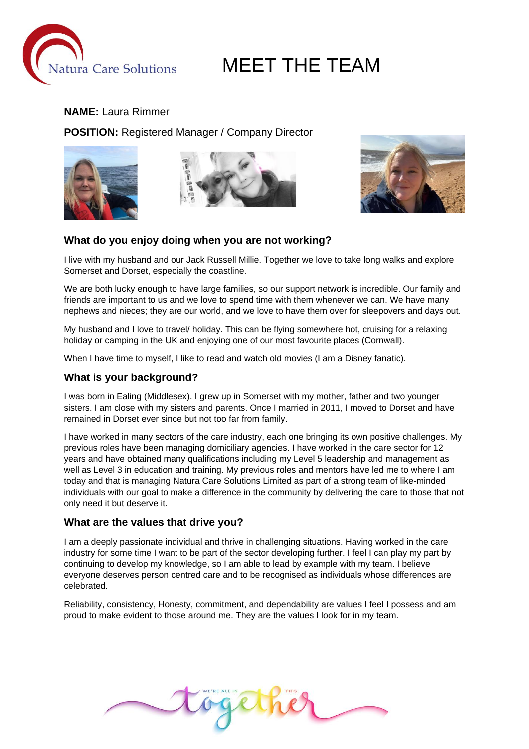# MEET THE TEAM

**NAME:** Laura Rimmer

**POSITION:** Registered Manager / Company Director

### What do you enjoy doing when you are not working?

I live with my husband and our Jack Russell Millie. Together we love to take long walks and explore Somerset and Dorset, especially the coastline.

We are both lucky enough to have large families, so our support network is incredible. Our family and friends are important to us and we love to spend time with them whenever we can. We have many nephews and nieces; they are our world, and we love to have them over for sleepovers and days out.

My husband and I love to travel/ holiday. This can be flying somewhere hot, cruising for a relaxing holiday or camping in the UK and enjoying one of our most favourite places (Cornwall).

When I have time to myself, I like to read and watch old movies (I am a Disney fanatic).

### What is your background?

I was born in Ealing (Middlesex). I grew up in Somerset with my mother, father and two younger sisters. I am close with my sisters and parents. Once I married in 2011, I moved to Dorset and have remained in Dorset ever since but not too far from family.

I have worked in many sectors of the care industry, each one bringing its own positive challenges. My previous roles have been managing domiciliary agencies. I have worked in the care sector for 12 years and have obtained many qualifications including my Level 5 leadership and management as well as Level 3 in education and training. My previous roles and mentors have led me to where I am today and that is managing Natura Care Solutions Limited as part of a strong team of like-minded individuals with our goal to make a difference in the community by delivering the care to those that not only need it but deserve it.

### What are the values that drive you?

I am a deeply passionate individual and thrive in challenging situations. Having worked in the care industry for some time I want to be part of the sector developing further. I feel I can play my part by continuing to develop my knowledge, so I am able to lead by example with my team. I believe everyone deserves person centred care and to be recognised as individuals whose differences are celebrated.

Reliability, consistency, Honesty, commitment, and dependability are values I feel I possess and am proud to make evident to those around me. They are the values I look for in my team.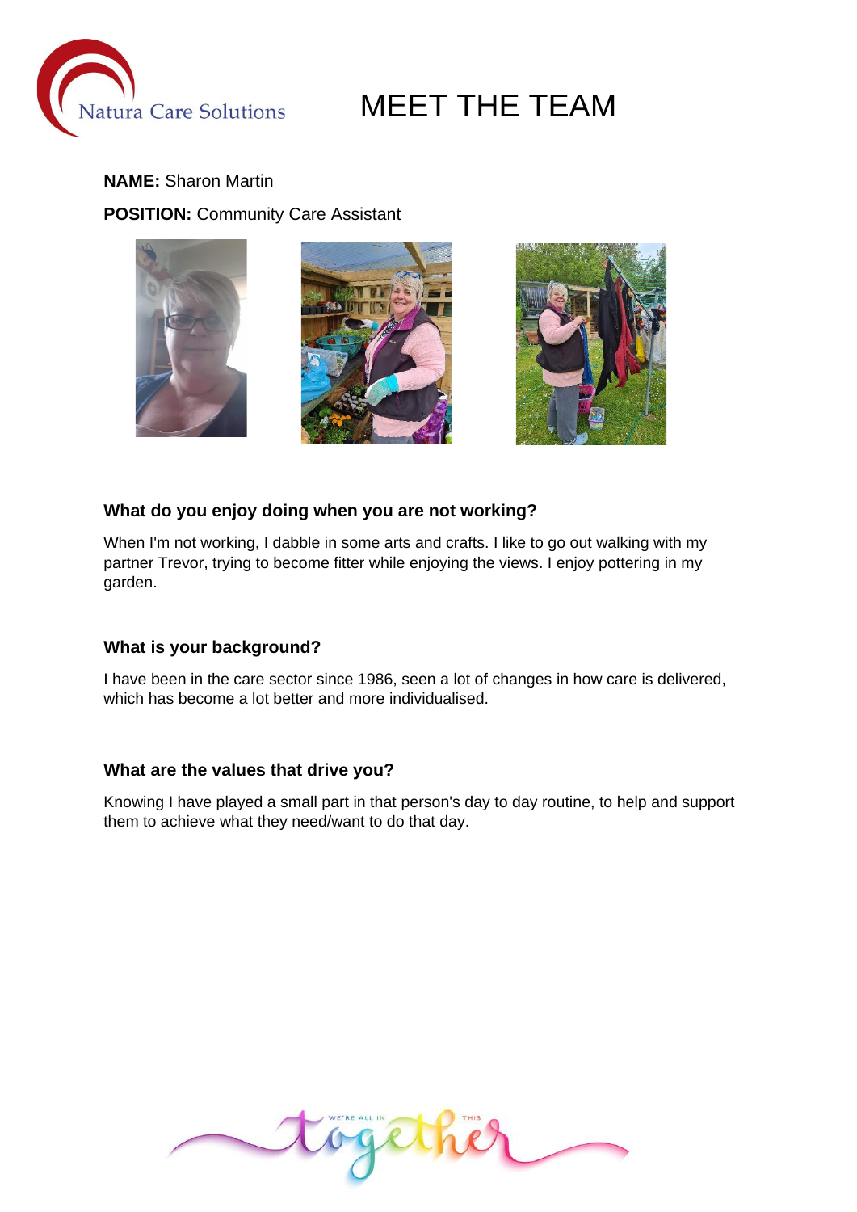Natura Care Solutions

# MEET THE TEAM

**NAME:** Sharon Martin

**POSITION:** Community Care Assistant

### What do you enjoy doing when you are not working?

When I'm not working, I dabble in some arts and crafts. I like to go out walking with my partner Trevor, trying to become fitter while enjoying the views. I enjoy pottering in my garden.

### What is your background?

I have been in the care sector since 1986, seen a lot of changes in how care is delivered, which has become a lot better and more individualised.

### What are the values that drive you?

Knowing I have played a small part in that person's day to day routine, to help and support them to achieve what they need/want to do that day.

WE'RE ALL IN THIS together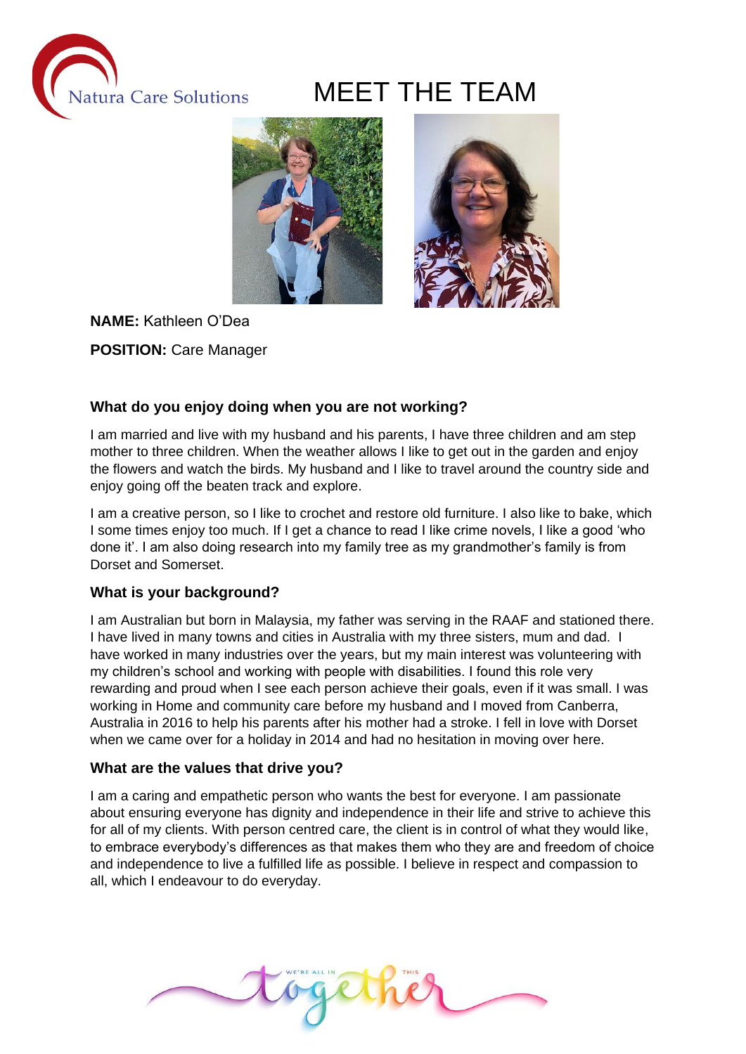# MEET THE TEAM

**NAME:** Kathleen O'Dea

**POSITION:** Care Manager

### What do you enjoy doing when you are not working?

I am married and live with my husband and his parents, I have three children and am step mother to three children. When the weather allows I like to get out in the garden and enjoy the flowers and watch the birds. My husband and I like to travel around the country side and enjoy going off the beaten track and explore.

I am a creative person, so I like to crochet and restore old furniture. I also like to bake, which I some times enjoy too much. If I get a chance to read I like crime novels, I like a good 'who done it'. I am also doing research into my family tree as my grandmother's family is from Dorset and Somerset.

### What is your background?

I am Australian but born in Malaysia, my father was serving in the RAAF and stationed there. I have lived in many towns and cities in Australia with my three sisters, mum and dad. I have worked in many industries over the years, but my main interest was volunteering with my children's school and working with people with disabilities. I found this role very rewarding and proud when I see each person achieve their goals, even if it was small. I was working in Home and community care before my husband and I moved from Canberra, Australia in 2016 to help his parents after his mother had a stroke. I fell in love with Dorset when we came over for a holiday in 2014 and had no hesitation in moving over here.

### What are the values that drive you?

I am a caring and empathetic person who wants the best for everyone. I am passionate about ensuring everyone has dignity and independence in their life and strive to achieve this for all of my clients. With person centred care, the client is in control of what they would like, to embrace everybody's differences as that makes them who they are and freedom of choice and independence to live a fulfilled life as possible. I believe in respect and compassion to all, which I endeavour to do everyday.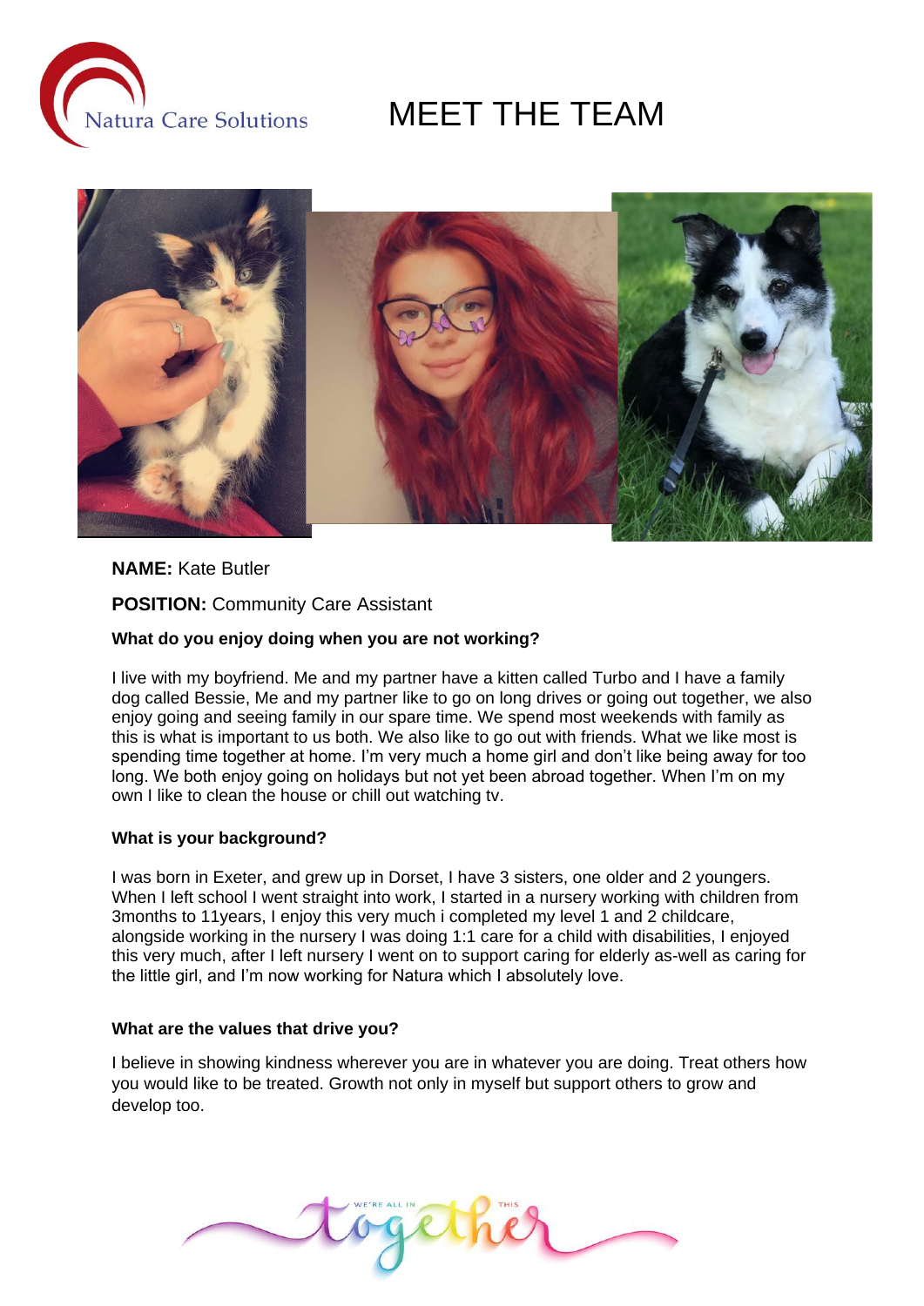# MEET THE TEAM

**NAME:** Kate Butler

**POSITION:** Community Care Assistant

**What do you enjoy doing when you are not working?**

I live with my boyfriend. Me and my partner have a kitten called Turbo and I have a family dog called Bessie, Me and my partner like to go on long drives or going out together, we also enjoy going and seeing family in our spare time. We spend most weekends with family as this is what is important to us both. We also like to go out with friends. What we like most is spending time together at home. I'm very much a home girl and don't like being away for too long. We both enjoy going on holidays but not yet been abroad together. When I'm on my own I like to clean the house or chill out watching tv.

**What is your background?**

I was born in Exeter, and grew up in Dorset, I have 3 sisters, one older and 2 youngers. When I left school I went straight into work, I started in a nursery working with children from 3months to 11years, I enjoy this very much i completed my level 1 and 2 childcare, alongside working in the nursery I was doing 1:1 care for a child with disabilities, I enjoyed this very much, after I left nursery I went on to support caring for elderly as-well as caring for the little girl, and I'm now working for Natura which I absolutely love.

**What are the values that drive you?**

I believe in showing kindness wherever you are in whatever you are doing. Treat others how you would like to be treated. Growth not only in myself but support others to grow and develop too.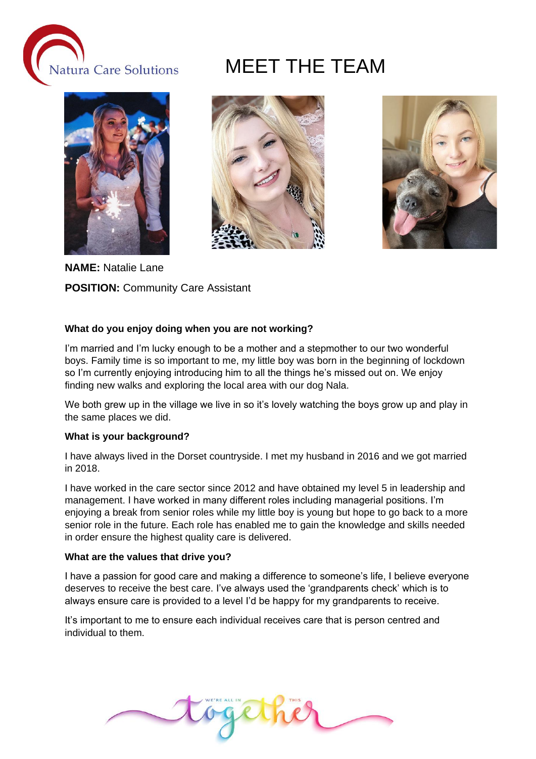Natura Care Solutions

# MEET THE TEAM

**NAME:** Natalie Lane

**POSITION:** Community Care Assistant

**What do you enjoy doing when you are not working?**

I'm married and I'm lucky enough to be a mother and a stepmother to our two wonderful boys. Family time is so important to me, my little boy was born in the beginning of lockdown so I'm currently enjoying introducing him to all the things he's missed out on. We enjoy finding new walks and exploring the local area with our dog Nala.

We both grew up in the village we live in so it's lovely watching the boys grow up and play in the same places we did.

**What is your background?**

I have always lived in the Dorset countryside. I met my husband in 2016 and we got married in 2018.

I have worked in the care sector since 2012 and have obtained my level 5 in leadership and management. I have worked in many different roles including managerial positions. I'm enjoying a break from senior roles while my little boy is young but hope to go back to a more senior role in the future. Each role has enabled me to gain the knowledge and skills needed in order ensure the highest quality care is delivered.

**What are the values that drive you?**

I have a passion for good care and making a difference to someone's life, I believe everyone deserves to receive the best care. I've always used the 'grandparents check' which is to always ensure care is provided to a level I'd be happy for my grandparents to receive.

It's important to me to ensure each individual receives care that is person centred and individual to them.

WE'RE ALL IN THIS together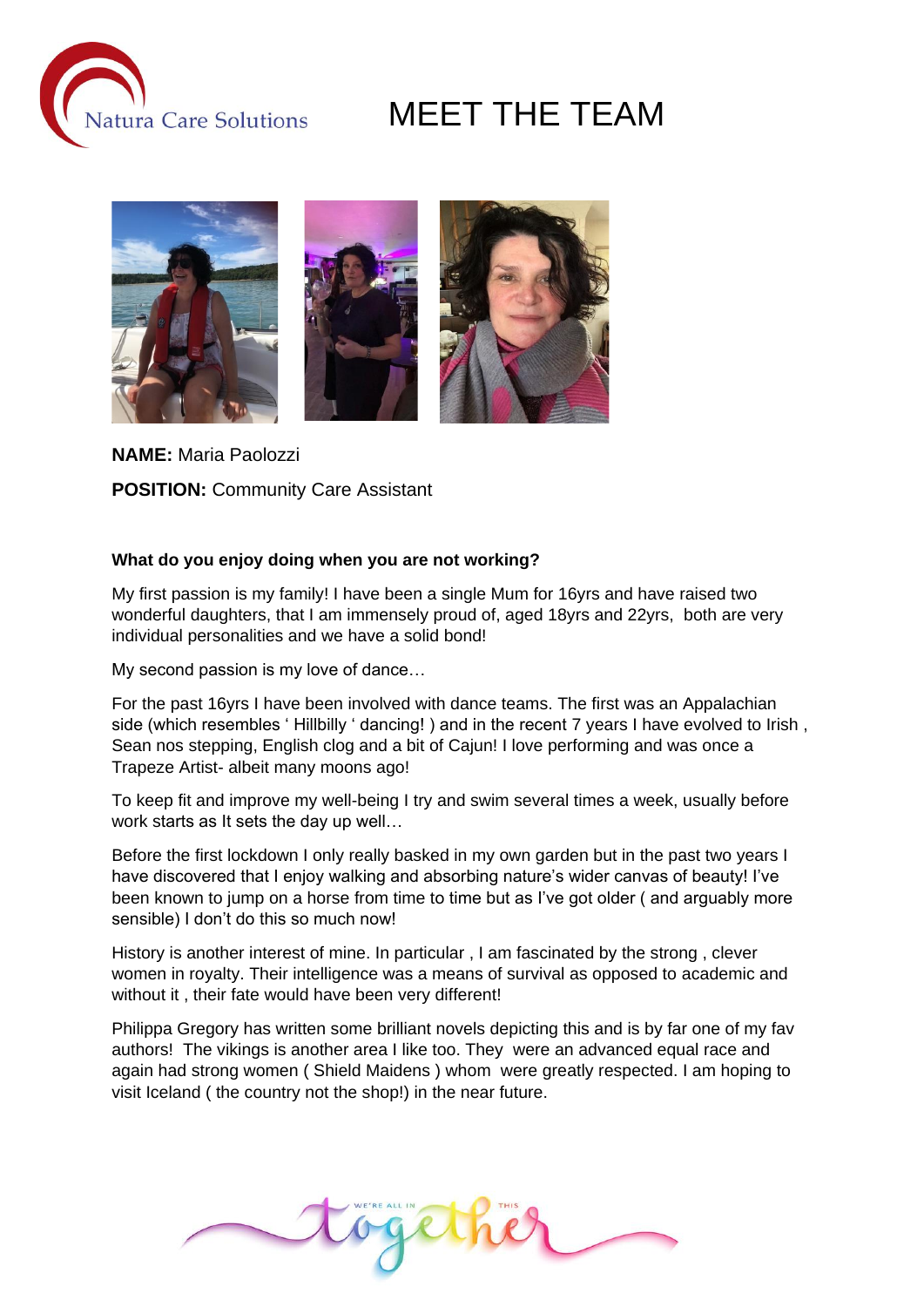# MEET THE TEAM

**NAME:** Maria Paolozzi

**POSITION:** Community Care Assistant

**What do you enjoy doing when you are not working?**

My first passion is my family! I have been a single Mum for 16yrs and have raised two wonderful daughters, that I am immensely proud of, aged 18yrs and 22yrs, both are very individual personalities and we have a solid bond!

My second passion is my love of dance…

For the past 16yrs I have been involved with dance teams. The first was an Appalachian side (which resembles ' Hillbilly ' dancing! ) and in the recent 7 years I have evolved to Irish , Sean nos stepping, English clog and a bit of Cajun! I love performing and was once a Trapeze Artist- albeit many moons ago!

To keep fit and improve my well-being I try and swim several times a week, usually before work starts as It sets the day up well…

Before the first lockdown I only really basked in my own garden but in the past two years I have discovered that I enjoy walking and absorbing nature's wider canvas of beauty! I've been known to jump on a horse from time to time but as I've got older ( and arguably more sensible) I don't do this so much now!

History is another interest of mine. In particular , I am fascinated by the strong , clever women in royalty. Their intelligence was a means of survival as opposed to academic and without it , their fate would have been very different!

Philippa Gregory has written some brilliant novels depicting this and is by far one of my fav authors! The vikings is another area I like too. They were an advanced equal race and again had strong women ( Shield Maidens ) whom were greatly respected. I am hoping to visit Iceland ( the country not the shop!) in the near future.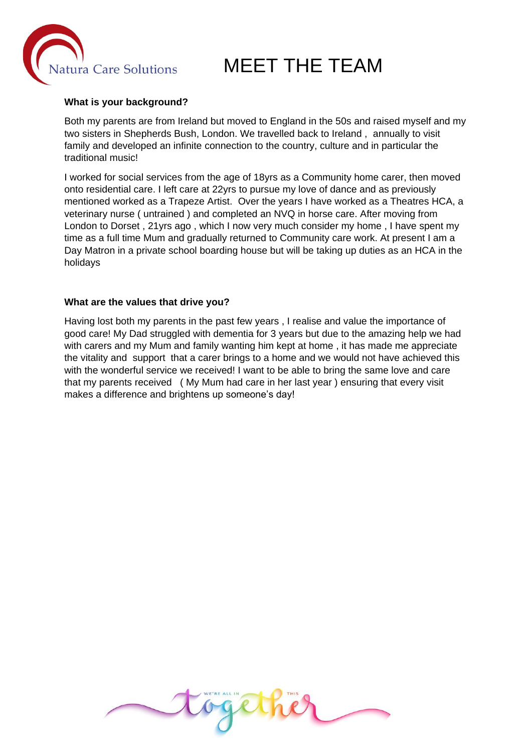# MEET THE TEAM

**What is your background?**

Both my parents are from Ireland but moved to England in the 50s and raised myself and my two sisters in Shepherds Bush, London. We travelled back to Ireland , annually to visit family and developed an infinite connection to the country, culture and in particular the traditional music!

I worked for social services from the age of 18yrs as a Community home carer, then moved onto residential care. I left care at 22yrs to pursue my love of dance and as previously mentioned worked as a Trapeze Artist. Over the years I have worked as a Theatres HCA, a veterinary nurse ( untrained ) and completed an NVQ in horse care. After moving from London to Dorset , 21yrs ago , which I now very much consider my home , I have spent my time as a full time Mum and gradually returned to Community care work. At present I am a Day Matron in a private school boarding house but will be taking up duties as an HCA in the holidays

**What are the values that drive you?**

Having lost both my parents in the past few years , I realise and value the importance of good care! My Dad struggled with dementia for 3 years but due to the amazing help we had with carers and my Mum and family wanting him kept at home , it has made me appreciate the vitality and support that a carer brings to a home and we would not have achieved this with the wonderful service we received! I want to be able to bring the same love and care that my parents received ( My Mum had care in her last year ) ensuring that every visit makes a difference and brightens up someone's day!